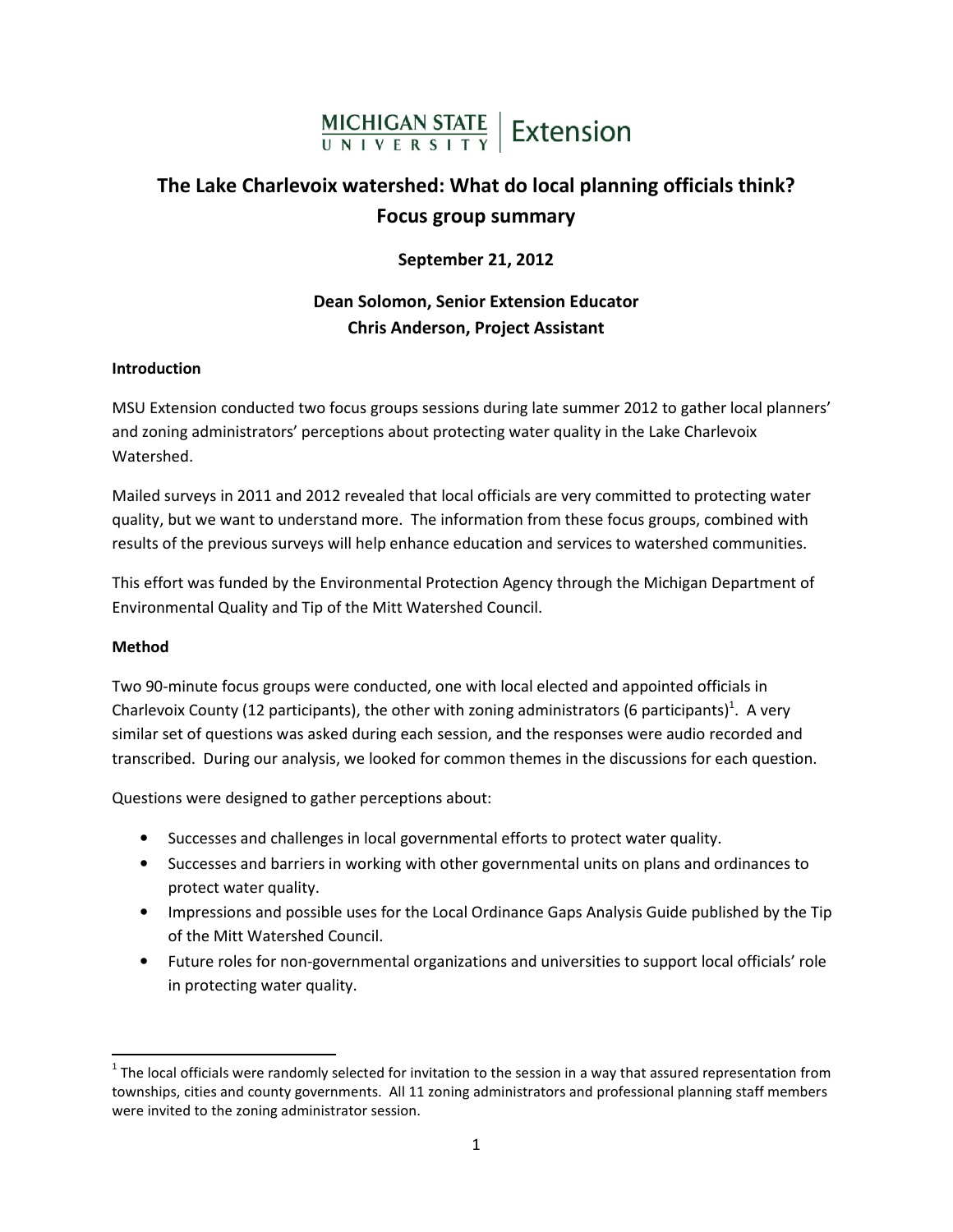MICHIGAN STATE UNIVERSITY | Extension

# The Lake Charlevoix watershed: What do local planning officials think? Focus group summary

**September 21, 2012**

**Dean Solomon, Senior Extension Educator**
**Chris Anderson, Project Assistant**

## Introduction

MSU Extension conducted two focus groups sessions during late summer 2012 to gather local planners' and zoning administrators' perceptions about protecting water quality in the Lake Charlevoix Watershed.

Mailed surveys in 2011 and 2012 revealed that local officials are very committed to protecting water quality, but we want to understand more. The information from these focus groups, combined with results of the previous surveys will help enhance education and services to watershed communities.

This effort was funded by the Environmental Protection Agency through the Michigan Department of Environmental Quality and Tip of the Mitt Watershed Council.

## Method

Two 90-minute focus groups were conducted, one with local elected and appointed officials in Charlevoix County (12 participants), the other with zoning administrators (6 participants)[1]. A very similar set of questions was asked during each session, and the responses were audio recorded and transcribed. During our analysis, we looked for common themes in the discussions for each question.

Questions were designed to gather perceptions about:

- Successes and challenges in local governmental efforts to protect water quality.
- Successes and barriers in working with other governmental units on plans and ordinances to protect water quality.
- Impressions and possible uses for the Local Ordinance Gaps Analysis Guide published by the Tip of the Mitt Watershed Council.
- Future roles for non-governmental organizations and universities to support local officials' role in protecting water quality.

[1] The local officials were randomly selected for invitation to the session in a way that assured representation from townships, cities and county governments. All 11 zoning administrators and professional planning staff members were invited to the zoning administrator session.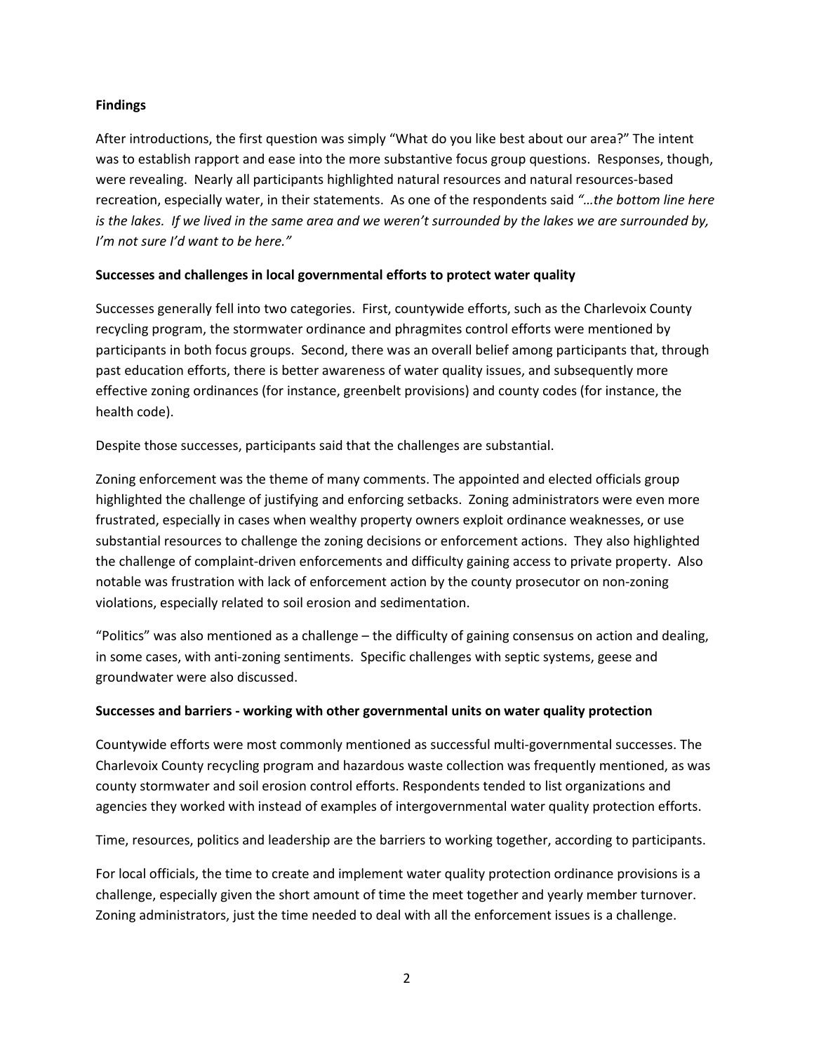**Findings**

After introductions, the first question was simply "What do you like best about our area?" The intent was to establish rapport and ease into the more substantive focus group questions. Responses, though, were revealing. Nearly all participants highlighted natural resources and natural resources-based recreation, especially water, in their statements. As one of the respondents said *"…the bottom line here is the lakes. If we lived in the same area and we weren't surrounded by the lakes we are surrounded by, I'm not sure I'd want to be here."*

**Successes and challenges in local governmental efforts to protect water quality**

Successes generally fell into two categories. First, countywide efforts, such as the Charlevoix County recycling program, the stormwater ordinance and phragmites control efforts were mentioned by participants in both focus groups. Second, there was an overall belief among participants that, through past education efforts, there is better awareness of water quality issues, and subsequently more effective zoning ordinances (for instance, greenbelt provisions) and county codes (for instance, the health code).

Despite those successes, participants said that the challenges are substantial.

Zoning enforcement was the theme of many comments. The appointed and elected officials group highlighted the challenge of justifying and enforcing setbacks. Zoning administrators were even more frustrated, especially in cases when wealthy property owners exploit ordinance weaknesses, or use substantial resources to challenge the zoning decisions or enforcement actions. They also highlighted the challenge of complaint-driven enforcements and difficulty gaining access to private property. Also notable was frustration with lack of enforcement action by the county prosecutor on non-zoning violations, especially related to soil erosion and sedimentation.

"Politics" was also mentioned as a challenge – the difficulty of gaining consensus on action and dealing, in some cases, with anti-zoning sentiments. Specific challenges with septic systems, geese and groundwater were also discussed.

**Successes and barriers - working with other governmental units on water quality protection**

Countywide efforts were most commonly mentioned as successful multi-governmental successes. The Charlevoix County recycling program and hazardous waste collection was frequently mentioned, as was county stormwater and soil erosion control efforts. Respondents tended to list organizations and agencies they worked with instead of examples of intergovernmental water quality protection efforts.

Time, resources, politics and leadership are the barriers to working together, according to participants.

For local officials, the time to create and implement water quality protection ordinance provisions is a challenge, especially given the short amount of time the meet together and yearly member turnover. Zoning administrators, just the time needed to deal with all the enforcement issues is a challenge.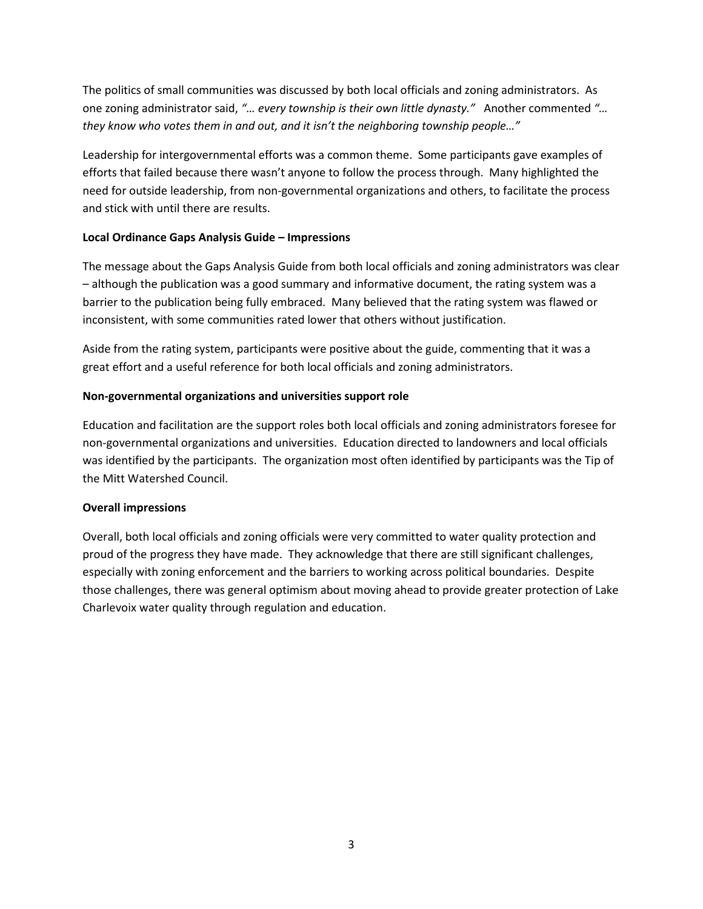The politics of small communities was discussed by both local officials and zoning administrators. As one zoning administrator said, *"… every township is their own little dynasty."* Another commented *"… they know who votes them in and out, and it isn't the neighboring township people…"*

Leadership for intergovernmental efforts was a common theme. Some participants gave examples of efforts that failed because there wasn't anyone to follow the process through. Many highlighted the need for outside leadership, from non-governmental organizations and others, to facilitate the process and stick with until there are results.

**Local Ordinance Gaps Analysis Guide – Impressions**

The message about the Gaps Analysis Guide from both local officials and zoning administrators was clear – although the publication was a good summary and informative document, the rating system was a barrier to the publication being fully embraced. Many believed that the rating system was flawed or inconsistent, with some communities rated lower that others without justification.

Aside from the rating system, participants were positive about the guide, commenting that it was a great effort and a useful reference for both local officials and zoning administrators.

**Non-governmental organizations and universities support role**

Education and facilitation are the support roles both local officials and zoning administrators foresee for non-governmental organizations and universities. Education directed to landowners and local officials was identified by the participants. The organization most often identified by participants was the Tip of the Mitt Watershed Council.

**Overall impressions**

Overall, both local officials and zoning officials were very committed to water quality protection and proud of the progress they have made. They acknowledge that there are still significant challenges, especially with zoning enforcement and the barriers to working across political boundaries. Despite those challenges, there was general optimism about moving ahead to provide greater protection of Lake Charlevoix water quality through regulation and education.